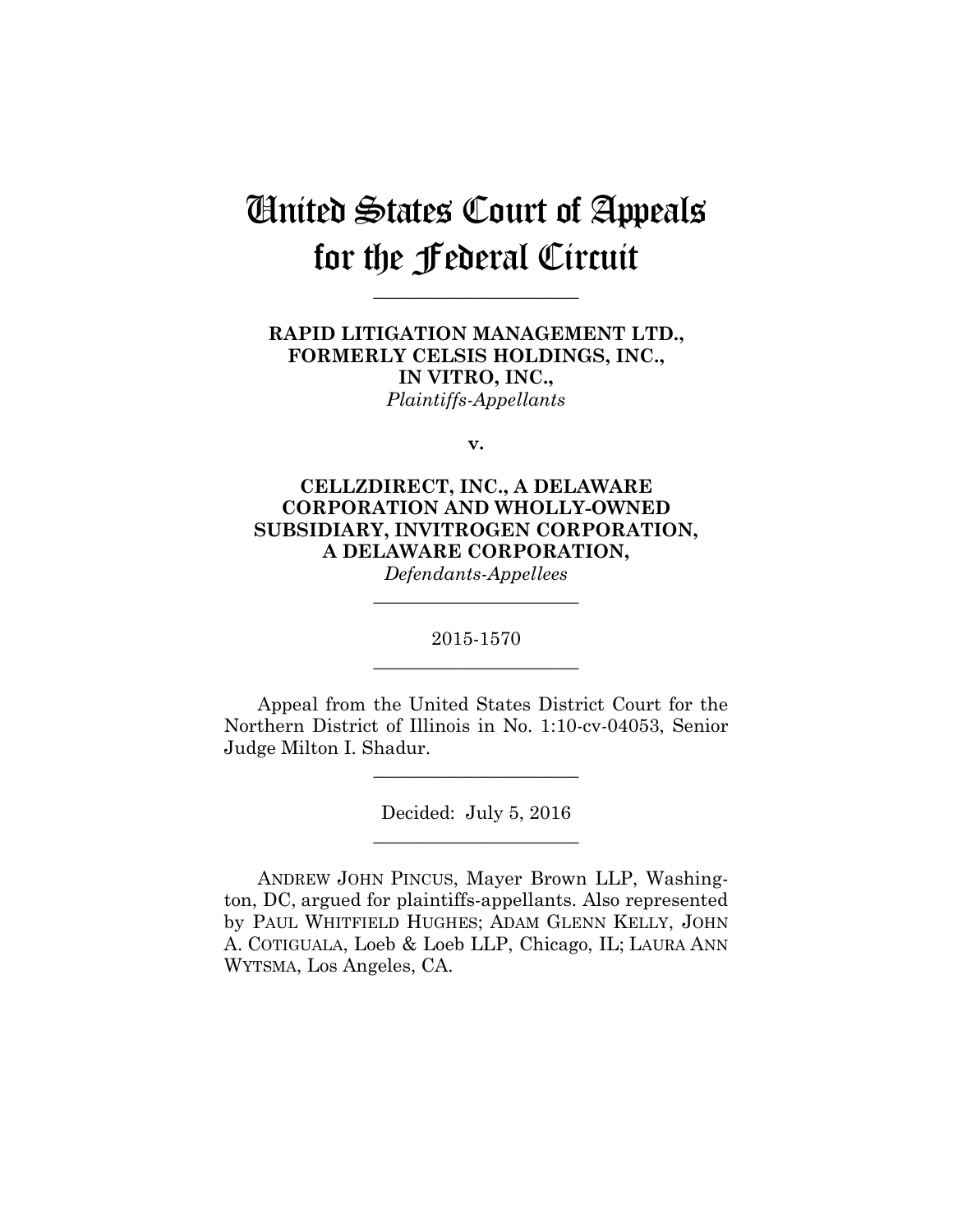# United States Court of Appeals for the Federal Circuit

______________________

**RAPID LITIGATION MANAGEMENT LTD., FORMERLY CELSIS HOLDINGS, INC., IN VITRO, INC.,**
*Plaintiffs-Appellants*

**v.**

**CELLZDIRECT, INC., A DELAWARE CORPORATION AND WHOLLY-OWNED SUBSIDIARY, INVITROGEN CORPORATION, A DELAWARE CORPORATION,**
*Defendants-Appellees*

______________________

2015-1570

______________________

Appeal from the United States District Court for the Northern District of Illinois in No. 1:10-cv-04053, Senior Judge Milton I. Shadur.

______________________

Decided: July 5, 2016

______________________

ANDREW JOHN PINCUS, Mayer Brown LLP, Washington, DC, argued for plaintiffs-appellants. Also represented by PAUL WHITFIELD HUGHES; ADAM GLENN KELLY, JOHN A. COTIGUALA, Loeb & Loeb LLP, Chicago, IL; LAURA ANN WYTSMA, Los Angeles, CA.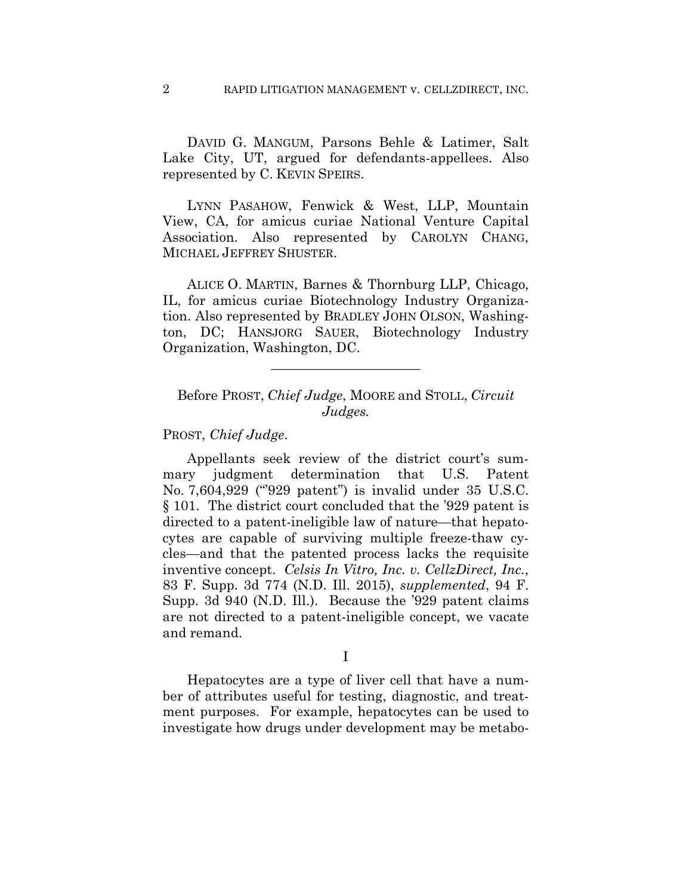DAVID G. MANGUM, Parsons Behle & Latimer, Salt Lake City, UT, argued for defendants-appellees. Also represented by C. KEVIN SPEIRS.

LYNN PASAHOW, Fenwick & West, LLP, Mountain View, CA, for amicus curiae National Venture Capital Association. Also represented by CAROLYN CHANG, MICHAEL JEFFREY SHUSTER.

ALICE O. MARTIN, Barnes & Thornburg LLP, Chicago, IL, for amicus curiae Biotechnology Industry Organization. Also represented by BRADLEY JOHN OLSON, Washington, DC; HANSJORG SAUER, Biotechnology Industry Organization, Washington, DC.

---

Before PROST, *Chief Judge*, MOORE and STOLL, *Circuit Judges.*

PROST, *Chief Judge*.

Appellants seek review of the district court's summary judgment determination that U.S. Patent No. 7,604,929 ("'929 patent") is invalid under 35 U.S.C. § 101. The district court concluded that the '929 patent is directed to a patent-ineligible law of nature—that hepatocytes are capable of surviving multiple freeze-thaw cycles—and that the patented process lacks the requisite inventive concept. *Celsis In Vitro, Inc. v. CellzDirect, Inc.*, 83 F. Supp. 3d 774 (N.D. Ill. 2015), *supplemented*, 94 F. Supp. 3d 940 (N.D. Ill.). Because the '929 patent claims are not directed to a patent-ineligible concept, we vacate and remand.

I

Hepatocytes are a type of liver cell that have a number of attributes useful for testing, diagnostic, and treatment purposes. For example, hepatocytes can be used to investigate how drugs under development may be metabo-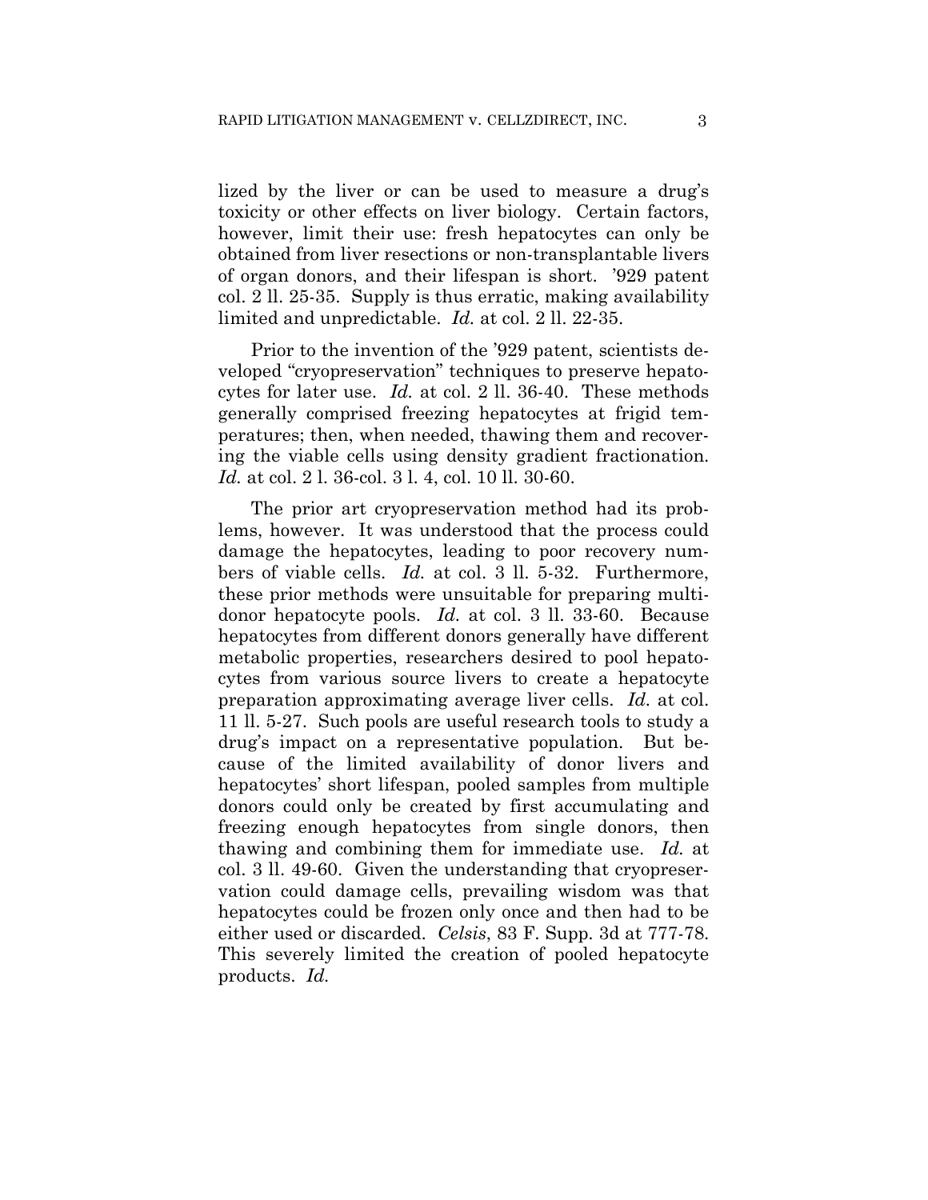lized by the liver or can be used to measure a drug's toxicity or other effects on liver biology. Certain factors, however, limit their use: fresh hepatocytes can only be obtained from liver resections or non-transplantable livers of organ donors, and their lifespan is short. '929 patent col. 2 ll. 25-35. Supply is thus erratic, making availability limited and unpredictable. *Id.* at col. 2 ll. 22-35.

Prior to the invention of the '929 patent, scientists developed "cryopreservation" techniques to preserve hepatocytes for later use. *Id.* at col. 2 ll. 36-40. These methods generally comprised freezing hepatocytes at frigid temperatures; then, when needed, thawing them and recovering the viable cells using density gradient fractionation. *Id.* at col. 2 l. 36-col. 3 l. 4, col. 10 ll. 30-60.

The prior art cryopreservation method had its problems, however. It was understood that the process could damage the hepatocytes, leading to poor recovery numbers of viable cells. *Id.* at col. 3 ll. 5-32. Furthermore, these prior methods were unsuitable for preparing multi-donor hepatocyte pools. *Id.* at col. 3 ll. 33-60. Because hepatocytes from different donors generally have different metabolic properties, researchers desired to pool hepatocytes from various source livers to create a hepatocyte preparation approximating average liver cells. *Id.* at col. 11 ll. 5-27. Such pools are useful research tools to study a drug's impact on a representative population. But because of the limited availability of donor livers and hepatocytes' short lifespan, pooled samples from multiple donors could only be created by first accumulating and freezing enough hepatocytes from single donors, then thawing and combining them for immediate use. *Id.* at col. 3 ll. 49-60. Given the understanding that cryopreservation could damage cells, prevailing wisdom was that hepatocytes could be frozen only once and then had to be either used or discarded. *Celsis*, 83 F. Supp. 3d at 777-78. This severely limited the creation of pooled hepatocyte products. *Id.*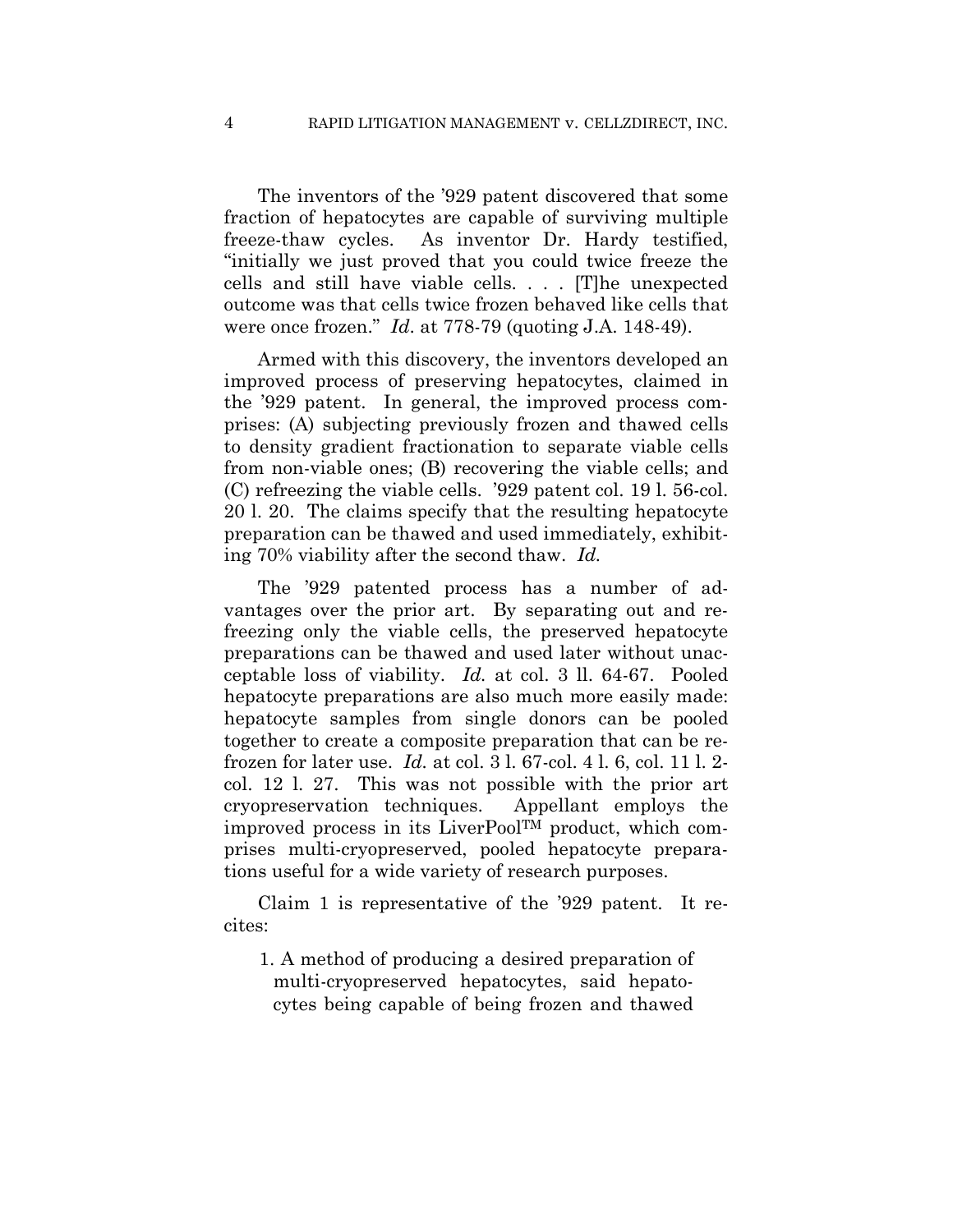The inventors of the '929 patent discovered that some fraction of hepatocytes are capable of surviving multiple freeze-thaw cycles. As inventor Dr. Hardy testified, "initially we just proved that you could twice freeze the cells and still have viable cells. . . . [T]he unexpected outcome was that cells twice frozen behaved like cells that were once frozen." *Id*. at 778-79 (quoting J.A. 148-49).

Armed with this discovery, the inventors developed an improved process of preserving hepatocytes, claimed in the '929 patent. In general, the improved process comprises: (A) subjecting previously frozen and thawed cells to density gradient fractionation to separate viable cells from non-viable ones; (B) recovering the viable cells; and (C) refreezing the viable cells. '929 patent col. 19 l. 56-col. 20 l. 20. The claims specify that the resulting hepatocyte preparation can be thawed and used immediately, exhibiting 70% viability after the second thaw. *Id.*

The '929 patented process has a number of advantages over the prior art. By separating out and refreezing only the viable cells, the preserved hepatocyte preparations can be thawed and used later without unacceptable loss of viability. *Id.* at col. 3 ll. 64-67. Pooled hepatocyte preparations are also much more easily made: hepatocyte samples from single donors can be pooled together to create a composite preparation that can be refrozen for later use. *Id.* at col. 3 l. 67-col. 4 l. 6, col. 11 l. 2-col. 12 l. 27. This was not possible with the prior art cryopreservation techniques. Appellant employs the improved process in its LiverPool™ product, which comprises multi-cryopreserved, pooled hepatocyte preparations useful for a wide variety of research purposes.

Claim 1 is representative of the '929 patent. It recites:

> 1. A method of producing a desired preparation of multi-cryopreserved hepatocytes, said hepatocytes being capable of being frozen and thawed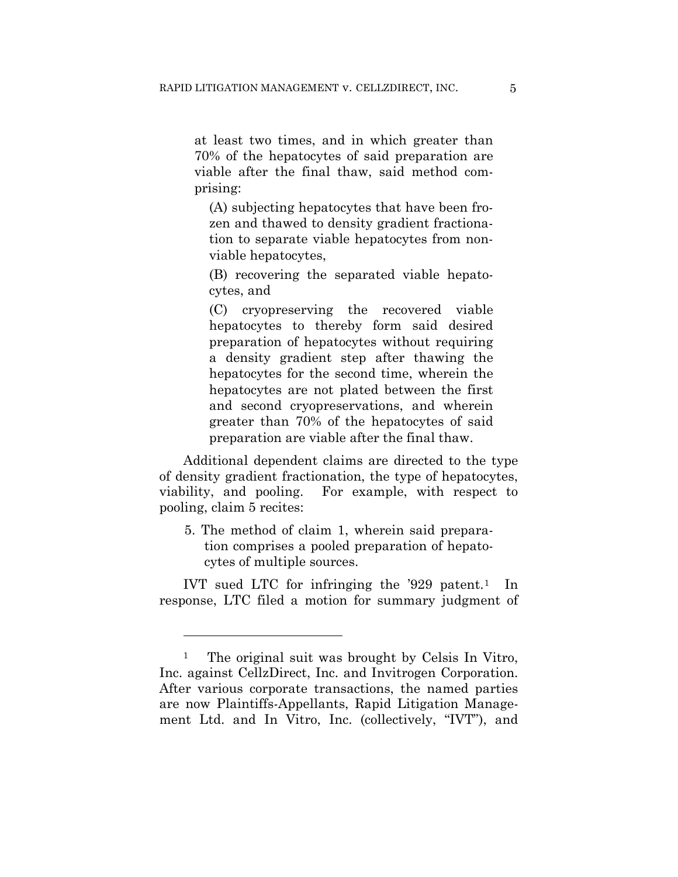> at least two times, and in which greater than 70% of the hepatocytes of said preparation are viable after the final thaw, said method comprising:
>
> > (A) subjecting hepatocytes that have been frozen and thawed to density gradient fractionation to separate viable hepatocytes from non-viable hepatocytes,
> >
> > (B) recovering the separated viable hepatocytes, and
> >
> > (C) cryopreserving the recovered viable hepatocytes to thereby form said desired preparation of hepatocytes without requiring a density gradient step after thawing the hepatocytes for the second time, wherein the hepatocytes are not plated between the first and second cryopreservations, and wherein greater than 70% of the hepatocytes of said preparation are viable after the final thaw.

Additional dependent claims are directed to the type of density gradient fractionation, the type of hepatocytes, viability, and pooling. For example, with respect to pooling, claim 5 recites:

> 5. The method of claim 1, wherein said preparation comprises a pooled preparation of hepatocytes of multiple sources.

IVT sued LTC for infringing the '929 patent.[1] In response, LTC filed a motion for summary judgment of

---

[1] The original suit was brought by Celsis In Vitro, Inc. against CellzDirect, Inc. and Invitrogen Corporation. After various corporate transactions, the named parties are now Plaintiffs-Appellants, Rapid Litigation Management Ltd. and In Vitro, Inc. (collectively, "IVT"), and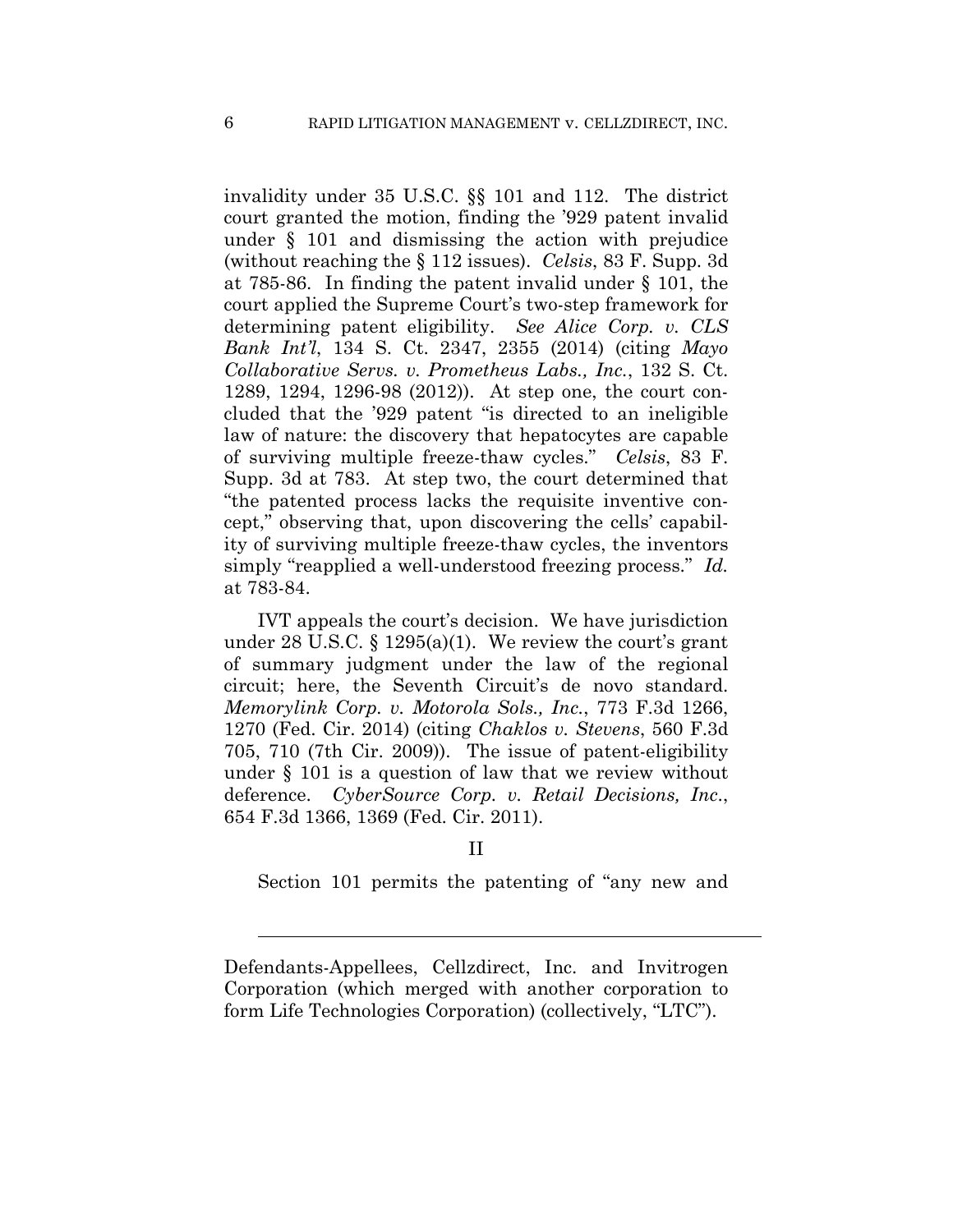invalidity under 35 U.S.C. §§ 101 and 112. The district court granted the motion, finding the '929 patent invalid under § 101 and dismissing the action with prejudice (without reaching the § 112 issues). *Celsis*, 83 F. Supp. 3d at 785-86. In finding the patent invalid under § 101, the court applied the Supreme Court's two-step framework for determining patent eligibility. *See Alice Corp. v. CLS Bank Int'l*, 134 S. Ct. 2347, 2355 (2014) (citing *Mayo Collaborative Servs. v. Prometheus Labs., Inc.*, 132 S. Ct. 1289, 1294, 1296-98 (2012)). At step one, the court concluded that the '929 patent "is directed to an ineligible law of nature: the discovery that hepatocytes are capable of surviving multiple freeze-thaw cycles." *Celsis*, 83 F. Supp. 3d at 783. At step two, the court determined that "the patented process lacks the requisite inventive concept," observing that, upon discovering the cells' capability of surviving multiple freeze-thaw cycles, the inventors simply "reapplied a well-understood freezing process." *Id.* at 783-84.

IVT appeals the court's decision. We have jurisdiction under 28 U.S.C. § 1295(a)(1). We review the court's grant of summary judgment under the law of the regional circuit; here, the Seventh Circuit's de novo standard. *Memorylink Corp. v. Motorola Sols., Inc.*, 773 F.3d 1266, 1270 (Fed. Cir. 2014) (citing *Chaklos v. Stevens*, 560 F.3d 705, 710 (7th Cir. 2009)). The issue of patent-eligibility under § 101 is a question of law that we review without deference. *CyberSource Corp. v. Retail Decisions, Inc.*, 654 F.3d 1366, 1369 (Fed. Cir. 2011).

## II

Section 101 permits the patenting of "any new and

---

Defendants-Appellees, Cellzdirect, Inc. and Invitrogen Corporation (which merged with another corporation to form Life Technologies Corporation) (collectively, "LTC").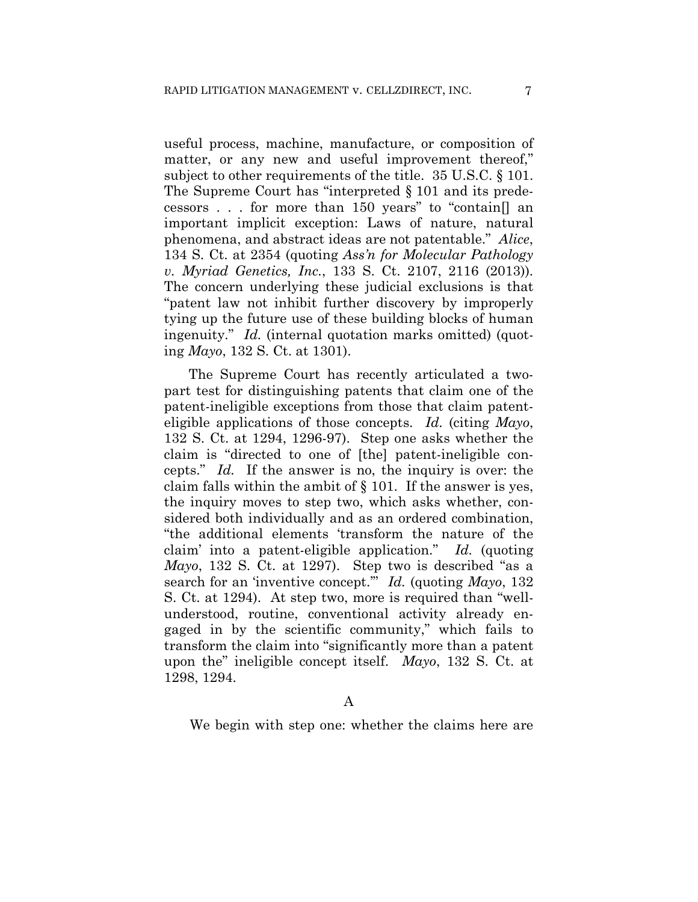useful process, machine, manufacture, or composition of matter, or any new and useful improvement thereof," subject to other requirements of the title. 35 U.S.C. § 101. The Supreme Court has "interpreted § 101 and its predecessors . . . for more than 150 years" to "contain[] an important implicit exception: Laws of nature, natural phenomena, and abstract ideas are not patentable." *Alice*, 134 S. Ct. at 2354 (quoting *Ass'n for Molecular Pathology v. Myriad Genetics, Inc.*, 133 S. Ct. 2107, 2116 (2013)). The concern underlying these judicial exclusions is that "patent law not inhibit further discovery by improperly tying up the future use of these building blocks of human ingenuity." *Id.* (internal quotation marks omitted) (quoting *Mayo*, 132 S. Ct. at 1301).

The Supreme Court has recently articulated a two-part test for distinguishing patents that claim one of the patent-ineligible exceptions from those that claim patent-eligible applications of those concepts. *Id.* (citing *Mayo*, 132 S. Ct. at 1294, 1296-97). Step one asks whether the claim is "directed to one of [the] patent-ineligible concepts." *Id.* If the answer is no, the inquiry is over: the claim falls within the ambit of § 101. If the answer is yes, the inquiry moves to step two, which asks whether, considered both individually and as an ordered combination, "the additional elements 'transform the nature of the claim' into a patent-eligible application." *Id.* (quoting *Mayo*, 132 S. Ct. at 1297). Step two is described "as a search for an 'inventive concept.'" *Id.* (quoting *Mayo*, 132 S. Ct. at 1294). At step two, more is required than "well-understood, routine, conventional activity already engaged in by the scientific community," which fails to transform the claim into "significantly more than a patent upon the" ineligible concept itself. *Mayo*, 132 S. Ct. at 1298, 1294.

### A

We begin with step one: whether the claims here are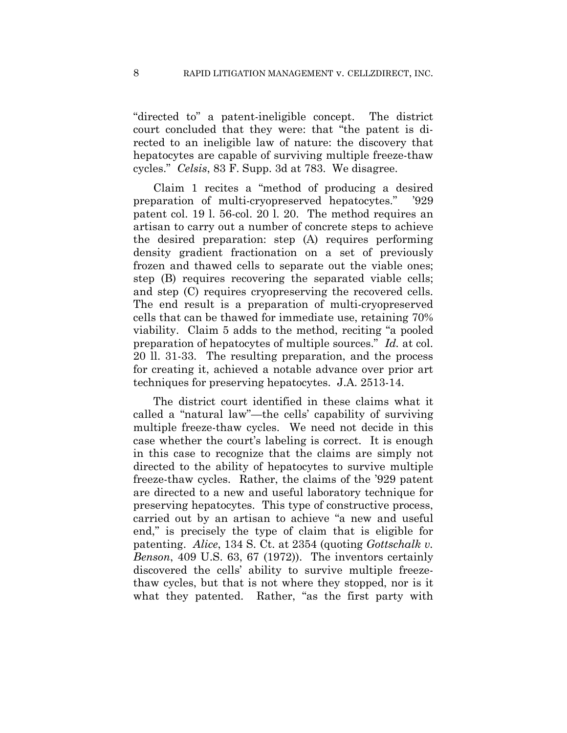"directed to" a patent-ineligible concept. The district court concluded that they were: that "the patent is directed to an ineligible law of nature: the discovery that hepatocytes are capable of surviving multiple freeze-thaw cycles." *Celsis*, 83 F. Supp. 3d at 783. We disagree.

Claim 1 recites a "method of producing a desired preparation of multi-cryopreserved hepatocytes." '929 patent col. 19 l. 56-col. 20 l. 20. The method requires an artisan to carry out a number of concrete steps to achieve the desired preparation: step (A) requires performing density gradient fractionation on a set of previously frozen and thawed cells to separate out the viable ones; step (B) requires recovering the separated viable cells; and step (C) requires cryopreserving the recovered cells. The end result is a preparation of multi-cryopreserved cells that can be thawed for immediate use, retaining 70% viability. Claim 5 adds to the method, reciting "a pooled preparation of hepatocytes of multiple sources." *Id.* at col. 20 ll. 31-33. The resulting preparation, and the process for creating it, achieved a notable advance over prior art techniques for preserving hepatocytes. J.A. 2513-14.

The district court identified in these claims what it called a "natural law"—the cells' capability of surviving multiple freeze-thaw cycles. We need not decide in this case whether the court's labeling is correct. It is enough in this case to recognize that the claims are simply not directed to the ability of hepatocytes to survive multiple freeze-thaw cycles. Rather, the claims of the '929 patent are directed to a new and useful laboratory technique for preserving hepatocytes. This type of constructive process, carried out by an artisan to achieve "a new and useful end," is precisely the type of claim that is eligible for patenting. *Alice*, 134 S. Ct. at 2354 (quoting *Gottschalk v. Benson*, 409 U.S. 63, 67 (1972)). The inventors certainly discovered the cells' ability to survive multiple freeze-thaw cycles, but that is not where they stopped, nor is it what they patented. Rather, "as the first party with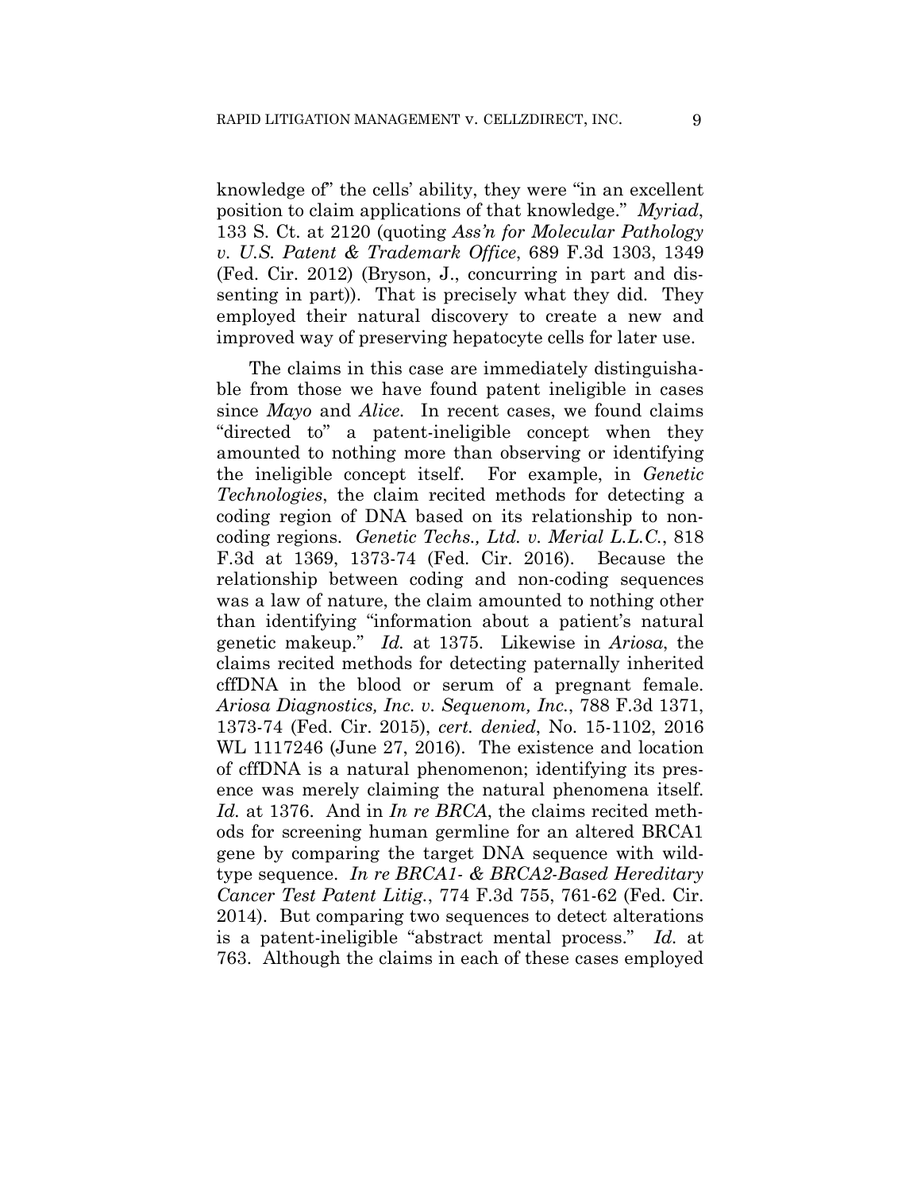knowledge of" the cells' ability, they were "in an excellent position to claim applications of that knowledge." *Myriad*, 133 S. Ct. at 2120 (quoting *Ass'n for Molecular Pathology v. U.S. Patent & Trademark Office*, 689 F.3d 1303, 1349 (Fed. Cir. 2012) (Bryson, J., concurring in part and dissenting in part)). That is precisely what they did. They employed their natural discovery to create a new and improved way of preserving hepatocyte cells for later use.

The claims in this case are immediately distinguishable from those we have found patent ineligible in cases since *Mayo* and *Alice*. In recent cases, we found claims "directed to" a patent-ineligible concept when they amounted to nothing more than observing or identifying the ineligible concept itself. For example, in *Genetic Technologies*, the claim recited methods for detecting a coding region of DNA based on its relationship to non-coding regions. *Genetic Techs., Ltd. v. Merial L.L.C.*, 818 F.3d at 1369, 1373-74 (Fed. Cir. 2016). Because the relationship between coding and non-coding sequences was a law of nature, the claim amounted to nothing other than identifying "information about a patient's natural genetic makeup." *Id.* at 1375. Likewise in *Ariosa*, the claims recited methods for detecting paternally inherited cffDNA in the blood or serum of a pregnant female. *Ariosa Diagnostics, Inc. v. Sequenom, Inc.*, 788 F.3d 1371, 1373-74 (Fed. Cir. 2015), *cert. denied*, No. 15-1102, 2016 WL 1117246 (June 27, 2016). The existence and location of cffDNA is a natural phenomenon; identifying its presence was merely claiming the natural phenomena itself. *Id.* at 1376. And in *In re BRCA*, the claims recited methods for screening human germline for an altered BRCA1 gene by comparing the target DNA sequence with wild-type sequence. *In re BRCA1- & BRCA2-Based Hereditary Cancer Test Patent Litig.*, 774 F.3d 755, 761-62 (Fed. Cir. 2014). But comparing two sequences to detect alterations is a patent-ineligible "abstract mental process." *Id.* at 763. Although the claims in each of these cases employed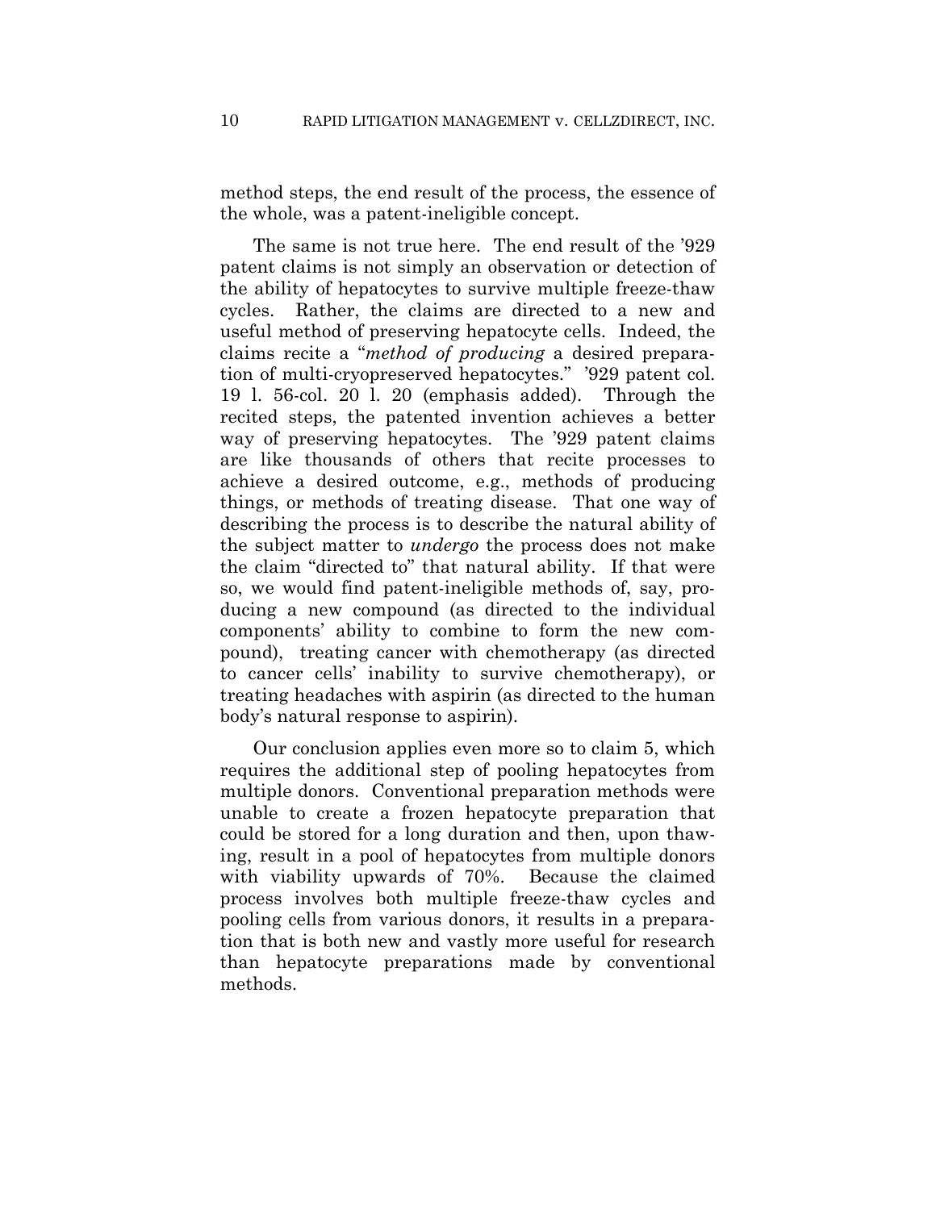method steps, the end result of the process, the essence of the whole, was a patent-ineligible concept.

The same is not true here. The end result of the '929 patent claims is not simply an observation or detection of the ability of hepatocytes to survive multiple freeze-thaw cycles. Rather, the claims are directed to a new and useful method of preserving hepatocyte cells. Indeed, the claims recite a "*method of producing* a desired preparation of multi-cryopreserved hepatocytes." '929 patent col. 19 l. 56-col. 20 l. 20 (emphasis added). Through the recited steps, the patented invention achieves a better way of preserving hepatocytes. The '929 patent claims are like thousands of others that recite processes to achieve a desired outcome, e.g., methods of producing things, or methods of treating disease. That one way of describing the process is to describe the natural ability of the subject matter to *undergo* the process does not make the claim "directed to" that natural ability. If that were so, we would find patent-ineligible methods of, say, producing a new compound (as directed to the individual components' ability to combine to form the new compound), treating cancer with chemotherapy (as directed to cancer cells' inability to survive chemotherapy), or treating headaches with aspirin (as directed to the human body's natural response to aspirin).

Our conclusion applies even more so to claim 5, which requires the additional step of pooling hepatocytes from multiple donors. Conventional preparation methods were unable to create a frozen hepatocyte preparation that could be stored for a long duration and then, upon thawing, result in a pool of hepatocytes from multiple donors with viability upwards of 70%. Because the claimed process involves both multiple freeze-thaw cycles and pooling cells from various donors, it results in a preparation that is both new and vastly more useful for research than hepatocyte preparations made by conventional methods.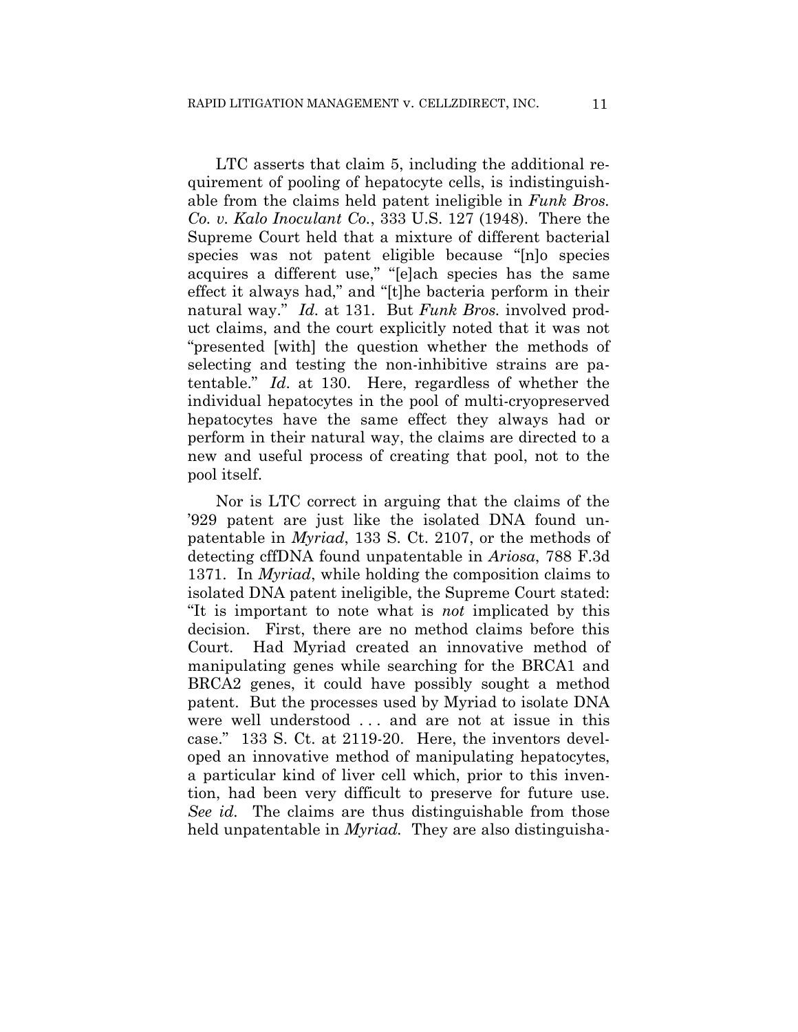LTC asserts that claim 5, including the additional requirement of pooling of hepatocyte cells, is indistinguishable from the claims held patent ineligible in *Funk Bros. Co. v. Kalo Inoculant Co.*, 333 U.S. 127 (1948). There the Supreme Court held that a mixture of different bacterial species was not patent eligible because "[n]o species acquires a different use," "[e]ach species has the same effect it always had," and "[t]he bacteria perform in their natural way." *Id.* at 131. But *Funk Bros.* involved product claims, and the court explicitly noted that it was not "presented [with] the question whether the methods of selecting and testing the non-inhibitive strains are patentable." *Id*. at 130. Here, regardless of whether the individual hepatocytes in the pool of multi-cryopreserved hepatocytes have the same effect they always had or perform in their natural way, the claims are directed to a new and useful process of creating that pool, not to the pool itself.

Nor is LTC correct in arguing that the claims of the '929 patent are just like the isolated DNA found unpatentable in *Myriad*, 133 S. Ct. 2107, or the methods of detecting cffDNA found unpatentable in *Ariosa*, 788 F.3d 1371. In *Myriad*, while holding the composition claims to isolated DNA patent ineligible, the Supreme Court stated: "It is important to note what is *not* implicated by this decision. First, there are no method claims before this Court. Had Myriad created an innovative method of manipulating genes while searching for the BRCA1 and BRCA2 genes, it could have possibly sought a method patent. But the processes used by Myriad to isolate DNA were well understood . . . and are not at issue in this case." 133 S. Ct. at 2119-20. Here, the inventors developed an innovative method of manipulating hepatocytes, a particular kind of liver cell which, prior to this invention, had been very difficult to preserve for future use. *See id.* The claims are thus distinguishable from those held unpatentable in *Myriad.* They are also distinguisha-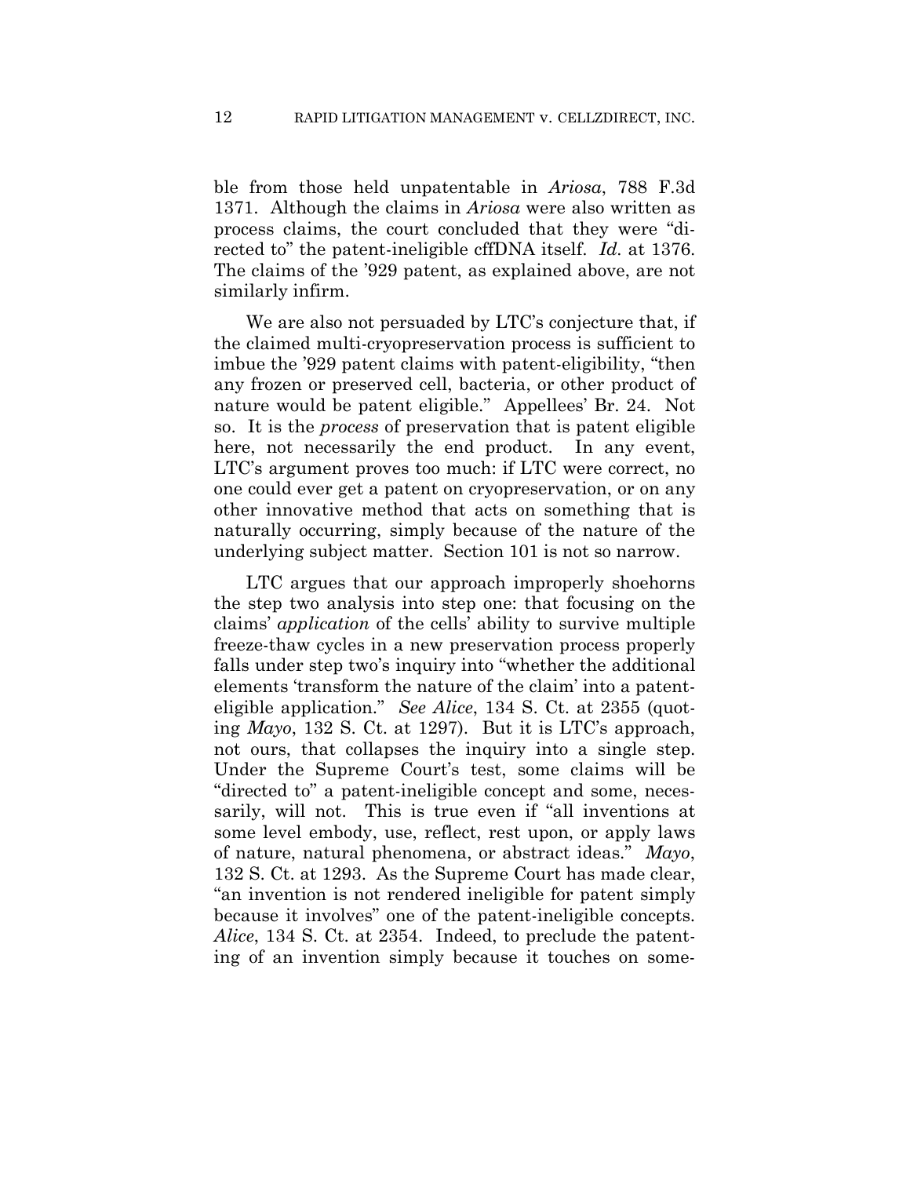ble from those held unpatentable in *Ariosa*, 788 F.3d 1371. Although the claims in *Ariosa* were also written as process claims, the court concluded that they were "directed to" the patent-ineligible cffDNA itself. *Id.* at 1376. The claims of the '929 patent, as explained above, are not similarly infirm.

We are also not persuaded by LTC's conjecture that, if the claimed multi-cryopreservation process is sufficient to imbue the '929 patent claims with patent-eligibility, "then any frozen or preserved cell, bacteria, or other product of nature would be patent eligible." Appellees' Br. 24. Not so. It is the *process* of preservation that is patent eligible here, not necessarily the end product. In any event, LTC's argument proves too much: if LTC were correct, no one could ever get a patent on cryopreservation, or on any other innovative method that acts on something that is naturally occurring, simply because of the nature of the underlying subject matter. Section 101 is not so narrow.

LTC argues that our approach improperly shoehorns the step two analysis into step one: that focusing on the claims' *application* of the cells' ability to survive multiple freeze-thaw cycles in a new preservation process properly falls under step two's inquiry into "whether the additional elements 'transform the nature of the claim' into a patent-eligible application." *See Alice*, 134 S. Ct. at 2355 (quoting *Mayo*, 132 S. Ct. at 1297). But it is LTC's approach, not ours, that collapses the inquiry into a single step. Under the Supreme Court's test, some claims will be "directed to" a patent-ineligible concept and some, necessarily, will not. This is true even if "all inventions at some level embody, use, reflect, rest upon, or apply laws of nature, natural phenomena, or abstract ideas." *Mayo*, 132 S. Ct. at 1293. As the Supreme Court has made clear, "an invention is not rendered ineligible for patent simply because it involves" one of the patent-ineligible concepts. *Alice*, 134 S. Ct. at 2354. Indeed, to preclude the patenting of an invention simply because it touches on some-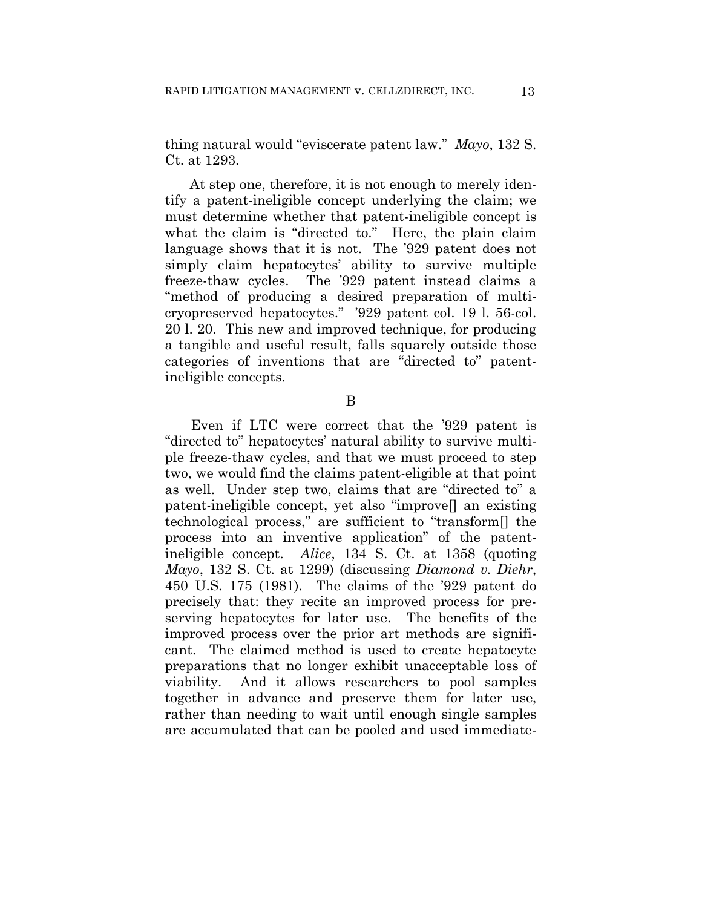thing natural would "eviscerate patent law." *Mayo*, 132 S. Ct. at 1293.

At step one, therefore, it is not enough to merely identify a patent-ineligible concept underlying the claim; we must determine whether that patent-ineligible concept is what the claim is "directed to." Here, the plain claim language shows that it is not. The '929 patent does not simply claim hepatocytes' ability to survive multiple freeze-thaw cycles. The '929 patent instead claims a "method of producing a desired preparation of multi-cryopreserved hepatocytes." '929 patent col. 19 l. 56-col. 20 l. 20. This new and improved technique, for producing a tangible and useful result, falls squarely outside those categories of inventions that are "directed to" patent-ineligible concepts.

B

Even if LTC were correct that the '929 patent is "directed to" hepatocytes' natural ability to survive multiple freeze-thaw cycles, and that we must proceed to step two, we would find the claims patent-eligible at that point as well. Under step two, claims that are "directed to" a patent-ineligible concept, yet also "improve[] an existing technological process," are sufficient to "transform[] the process into an inventive application" of the patent-ineligible concept. *Alice*, 134 S. Ct. at 1358 (quoting *Mayo*, 132 S. Ct. at 1299) (discussing *Diamond v. Diehr*, 450 U.S. 175 (1981). The claims of the '929 patent do precisely that: they recite an improved process for preserving hepatocytes for later use. The benefits of the improved process over the prior art methods are significant. The claimed method is used to create hepatocyte preparations that no longer exhibit unacceptable loss of viability. And it allows researchers to pool samples together in advance and preserve them for later use, rather than needing to wait until enough single samples are accumulated that can be pooled and used immediate-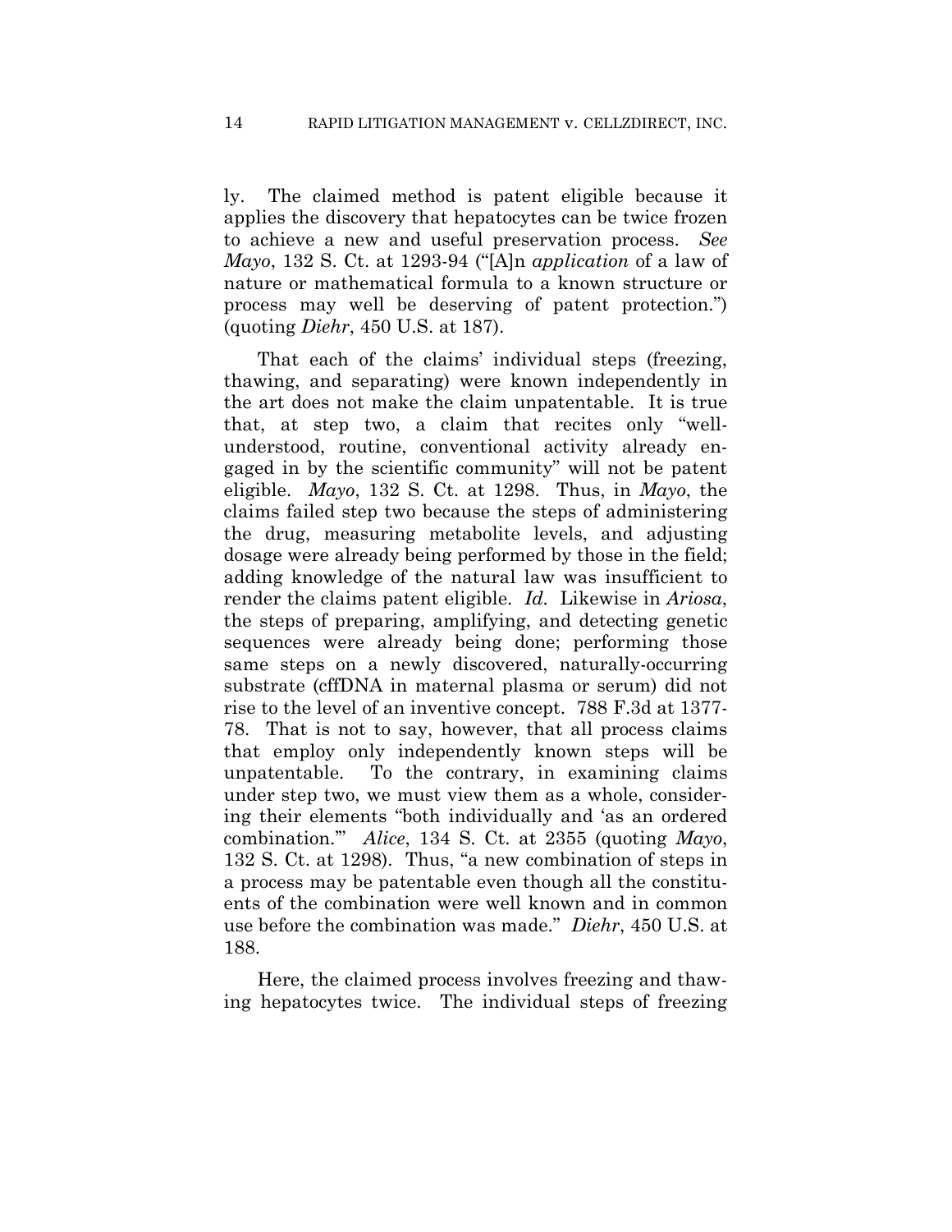ly. The claimed method is patent eligible because it applies the discovery that hepatocytes can be twice frozen to achieve a new and useful preservation process. *See Mayo*, 132 S. Ct. at 1293-94 ("[A]n *application* of a law of nature or mathematical formula to a known structure or process may well be deserving of patent protection.") (quoting *Diehr*, 450 U.S. at 187).

That each of the claims' individual steps (freezing, thawing, and separating) were known independently in the art does not make the claim unpatentable. It is true that, at step two, a claim that recites only "well-understood, routine, conventional activity already engaged in by the scientific community" will not be patent eligible. *Mayo*, 132 S. Ct. at 1298. Thus, in *Mayo*, the claims failed step two because the steps of administering the drug, measuring metabolite levels, and adjusting dosage were already being performed by those in the field; adding knowledge of the natural law was insufficient to render the claims patent eligible. *Id.* Likewise in *Ariosa*, the steps of preparing, amplifying, and detecting genetic sequences were already being done; performing those same steps on a newly discovered, naturally-occurring substrate (cffDNA in maternal plasma or serum) did not rise to the level of an inventive concept. 788 F.3d at 1377-78. That is not to say, however, that all process claims that employ only independently known steps will be unpatentable. To the contrary, in examining claims under step two, we must view them as a whole, considering their elements "both individually and 'as an ordered combination.'" *Alice*, 134 S. Ct. at 2355 (quoting *Mayo*, 132 S. Ct. at 1298). Thus, "a new combination of steps in a process may be patentable even though all the constituents of the combination were well known and in common use before the combination was made." *Diehr*, 450 U.S. at 188.

Here, the claimed process involves freezing and thawing hepatocytes twice. The individual steps of freezing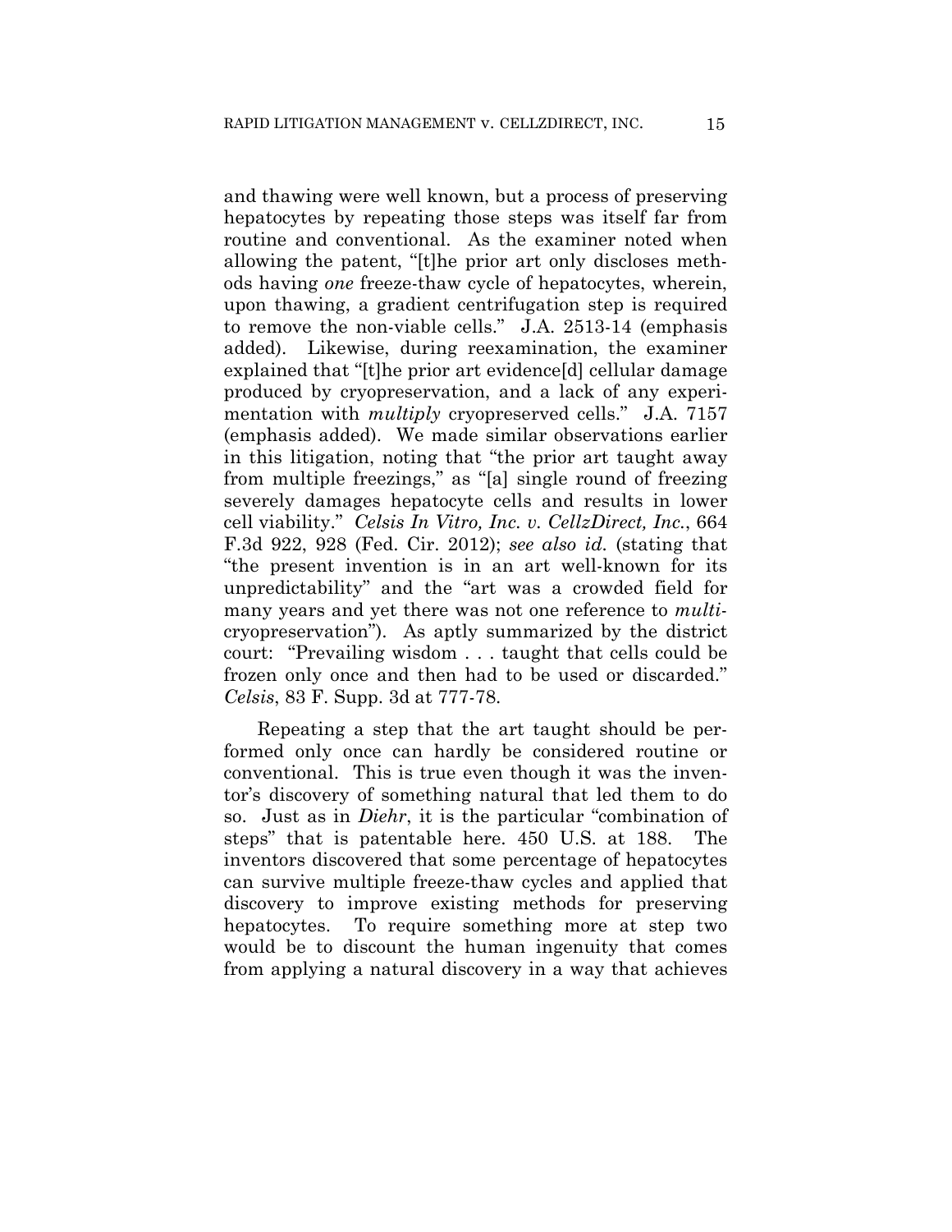and thawing were well known, but a process of preserving hepatocytes by repeating those steps was itself far from routine and conventional. As the examiner noted when allowing the patent, "[t]he prior art only discloses methods having *one* freeze-thaw cycle of hepatocytes, wherein, upon thawing, a gradient centrifugation step is required to remove the non-viable cells." J.A. 2513-14 (emphasis added). Likewise, during reexamination, the examiner explained that "[t]he prior art evidence[d] cellular damage produced by cryopreservation, and a lack of any experimentation with *multiply* cryopreserved cells." J.A. 7157 (emphasis added). We made similar observations earlier in this litigation, noting that "the prior art taught away from multiple freezings," as "[a] single round of freezing severely damages hepatocyte cells and results in lower cell viability." *Celsis In Vitro, Inc. v. CellzDirect, Inc.*, 664 F.3d 922, 928 (Fed. Cir. 2012); *see also id.* (stating that "the present invention is in an art well-known for its unpredictability" and the "art was a crowded field for many years and yet there was not one reference to *multi*-cryopreservation"). As aptly summarized by the district court: "Prevailing wisdom . . . taught that cells could be frozen only once and then had to be used or discarded." *Celsis*, 83 F. Supp. 3d at 777-78.

Repeating a step that the art taught should be performed only once can hardly be considered routine or conventional. This is true even though it was the inventor's discovery of something natural that led them to do so. Just as in *Diehr*, it is the particular "combination of steps" that is patentable here. 450 U.S. at 188. The inventors discovered that some percentage of hepatocytes can survive multiple freeze-thaw cycles and applied that discovery to improve existing methods for preserving hepatocytes. To require something more at step two would be to discount the human ingenuity that comes from applying a natural discovery in a way that achieves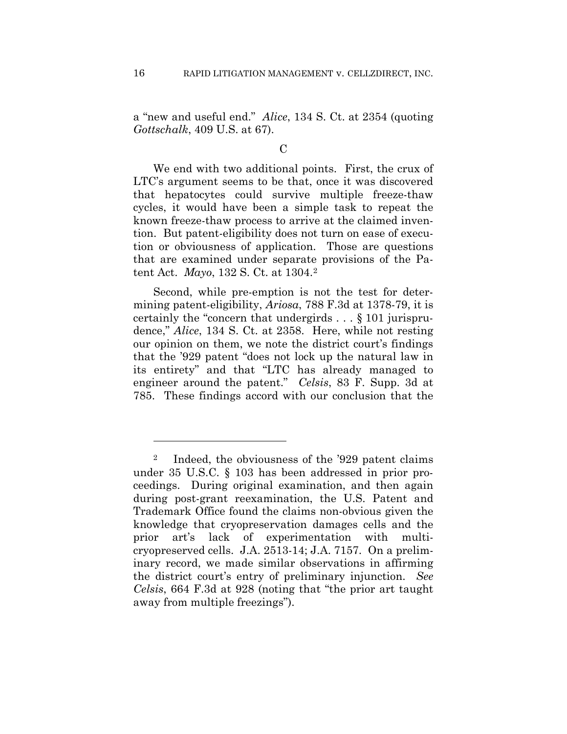a "new and useful end." *Alice*, 134 S. Ct. at 2354 (quoting *Gottschalk*, 409 U.S. at 67).

C

We end with two additional points. First, the crux of LTC's argument seems to be that, once it was discovered that hepatocytes could survive multiple freeze-thaw cycles, it would have been a simple task to repeat the known freeze-thaw process to arrive at the claimed invention. But patent-eligibility does not turn on ease of execution or obviousness of application. Those are questions that are examined under separate provisions of the Patent Act. *Mayo*, 132 S. Ct. at 1304.[2]

Second, while pre-emption is not the test for determining patent-eligibility, *Ariosa*, 788 F.3d at 1378-79, it is certainly the "concern that undergirds . . . § 101 jurisprudence," *Alice*, 134 S. Ct. at 2358. Here, while not resting our opinion on them, we note the district court's findings that the '929 patent "does not lock up the natural law in its entirety" and that "LTC has already managed to engineer around the patent." *Celsis*, 83 F. Supp. 3d at 785. These findings accord with our conclusion that the

---

[2] Indeed, the obviousness of the '929 patent claims under 35 U.S.C. § 103 has been addressed in prior proceedings. During original examination, and then again during post-grant reexamination, the U.S. Patent and Trademark Office found the claims non-obvious given the knowledge that cryopreservation damages cells and the prior art's lack of experimentation with multi-cryopreserved cells. J.A. 2513-14; J.A. 7157. On a preliminary record, we made similar observations in affirming the district court's entry of preliminary injunction. *See Celsis*, 664 F.3d at 928 (noting that "the prior art taught away from multiple freezings").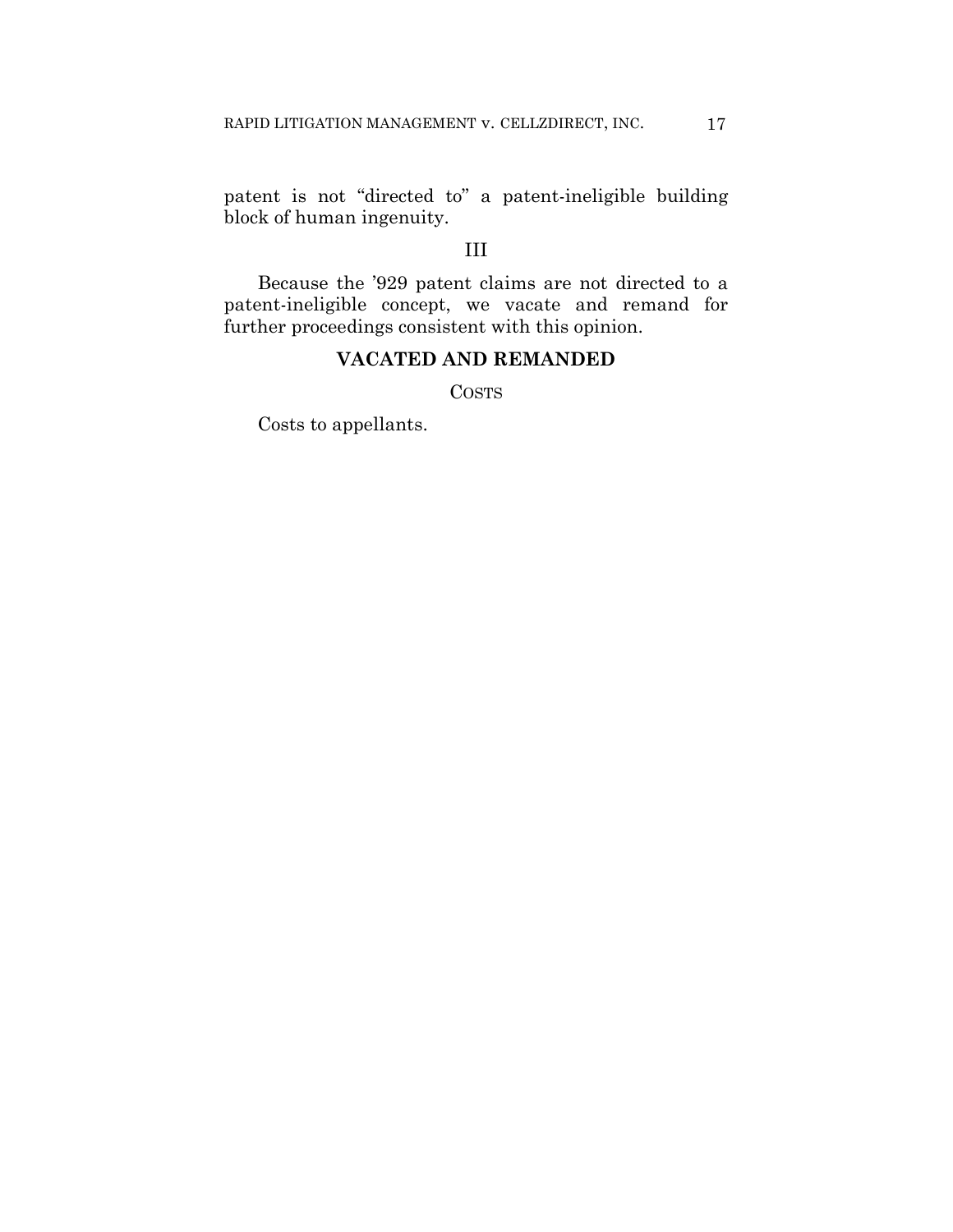patent is not "directed to" a patent-ineligible building block of human ingenuity.

## III

Because the '929 patent claims are not directed to a patent-ineligible concept, we vacate and remand for further proceedings consistent with this opinion.

**VACATED AND REMANDED**

COSTS

Costs to appellants.